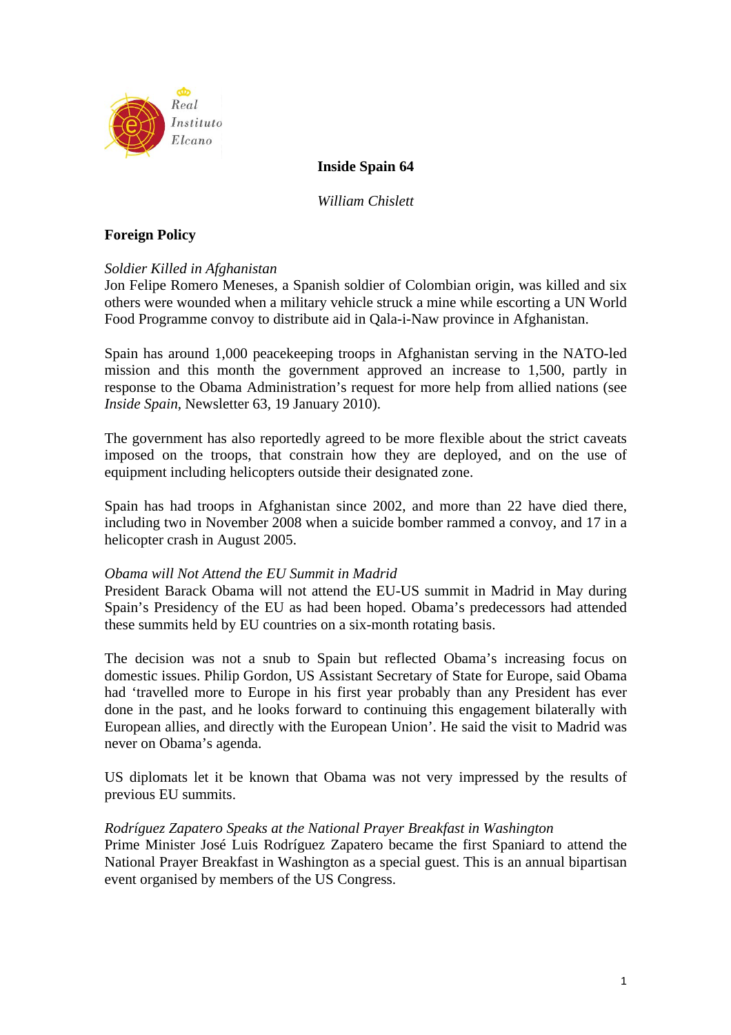# Inside Spain 64

*William Chislett*

## Foreign Policy

*Soldier Killed in Afghanistan*

Jon Felipe Romero Meneses, a Spanish soldier of Colombian origin, was killed and six others were wounded when a military vehicle struck a mine while escorting a UN World Food Programme convoy to distribute aid in Qala-i-Naw province in Afghanistan.

Spain has around 1,000 peacekeeping troops in Afghanistan serving in the NATO-led mission and this month the government approved an increase to 1,500, partly in response to the Obama Administration's request for more help from allied nations (see *Inside Spain*, Newsletter 63, 19 January 2010).

The government has also reportedly agreed to be more flexible about the strict caveats imposed on the troops, that constrain how they are deployed, and on the use of equipment including helicopters outside their designated zone.

Spain has had troops in Afghanistan since 2002, and more than 22 have died there, including two in November 2008 when a suicide bomber rammed a convoy, and 17 in a helicopter crash in August 2005.

*Obama will Not Attend the EU Summit in Madrid*

President Barack Obama will not attend the EU-US summit in Madrid in May during Spain's Presidency of the EU as had been hoped. Obama's predecessors had attended these summits held by EU countries on a six-month rotating basis.

The decision was not a snub to Spain but reflected Obama's increasing focus on domestic issues. Philip Gordon, US Assistant Secretary of State for Europe, said Obama had 'travelled more to Europe in his first year probably than any President has ever done in the past, and he looks forward to continuing this engagement bilaterally with European allies, and directly with the European Union'. He said the visit to Madrid was never on Obama's agenda.

US diplomats let it be known that Obama was not very impressed by the results of previous EU summits.

*Rodríguez Zapatero Speaks at the National Prayer Breakfast in Washington*

Prime Minister José Luis Rodríguez Zapatero became the first Spaniard to attend the National Prayer Breakfast in Washington as a special guest. This is an annual bipartisan event organised by members of the US Congress.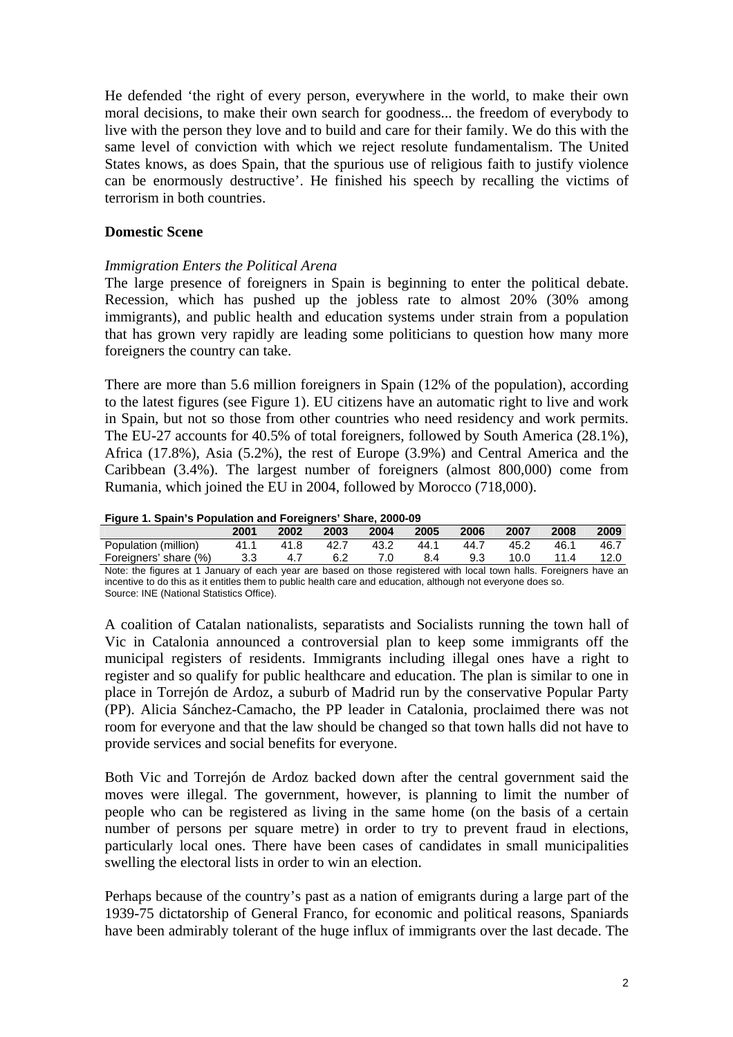He defended 'the right of every person, everywhere in the world, to make their own moral decisions, to make their own search for goodness... the freedom of everybody to live with the person they love and to build and care for their family. We do this with the same level of conviction with which we reject resolute fundamentalism. The United States knows, as does Spain, that the spurious use of religious faith to justify violence can be enormously destructive'. He finished his speech by recalling the victims of terrorism in both countries.

## Domestic Scene

*Immigration Enters the Political Arena*

The large presence of foreigners in Spain is beginning to enter the political debate. Recession, which has pushed up the jobless rate to almost 20% (30% among immigrants), and public health and education systems under strain from a population that has grown very rapidly are leading some politicians to question how many more foreigners the country can take.

There are more than 5.6 million foreigners in Spain (12% of the population), according to the latest figures (see Figure 1). EU citizens have an automatic right to live and work in Spain, but not so those from other countries who need residency and work permits. The EU-27 accounts for 40.5% of total foreigners, followed by South America (28.1%), Africa (17.8%), Asia (5.2%), the rest of Europe (3.9%) and Central America and the Caribbean (3.4%). The largest number of foreigners (almost 800,000) come from Rumania, which joined the EU in 2004, followed by Morocco (718,000).

**Figure 1. Spain's Population and Foreigners' Share, 2000-09**

| | 2001 | 2002 | 2003 | 2004 | 2005 | 2006 | 2007 | 2008 | 2009 |
|---|---|---|---|---|---|---|---|---|---|
| Population (million) | 41.1 | 41.8 | 42.7 | 43.2 | 44.1 | 44.7 | 45.2 | 46.1 | 46.7 |
| Foreigners' share (%) | 3.3 | 4.7 | 6.2 | 7.0 | 8.4 | 9.3 | 10.0 | 11.4 | 12.0 |

Note: the figures at 1 January of each year are based on those registered with local town halls. Foreigners have an incentive to do this as it entitles them to public health care and education, although not everyone does so.
Source: INE (National Statistics Office).

A coalition of Catalan nationalists, separatists and Socialists running the town hall of Vic in Catalonia announced a controversial plan to keep some immigrants off the municipal registers of residents. Immigrants including illegal ones have a right to register and so qualify for public healthcare and education. The plan is similar to one in place in Torrejón de Ardoz, a suburb of Madrid run by the conservative Popular Party (PP). Alicia Sánchez-Camacho, the PP leader in Catalonia, proclaimed there was not room for everyone and that the law should be changed so that town halls did not have to provide services and social benefits for everyone.

Both Vic and Torrejón de Ardoz backed down after the central government said the moves were illegal. The government, however, is planning to limit the number of people who can be registered as living in the same home (on the basis of a certain number of persons per square metre) in order to try to prevent fraud in elections, particularly local ones. There have been cases of candidates in small municipalities swelling the electoral lists in order to win an election.

Perhaps because of the country's past as a nation of emigrants during a large part of the 1939-75 dictatorship of General Franco, for economic and political reasons, Spaniards have been admirably tolerant of the huge influx of immigrants over the last decade. The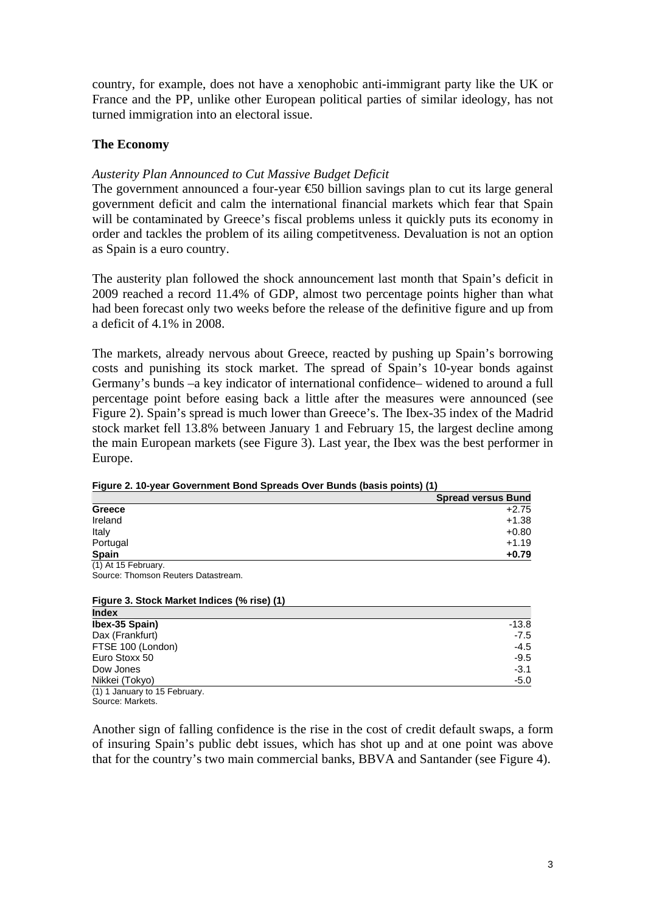country, for example, does not have a xenophobic anti-immigrant party like the UK or France and the PP, unlike other European political parties of similar ideology, has not turned immigration into an electoral issue.

## The Economy

*Austerity Plan Announced to Cut Massive Budget Deficit*

The government announced a four-year €50 billion savings plan to cut its large general government deficit and calm the international financial markets which fear that Spain will be contaminated by Greece's fiscal problems unless it quickly puts its economy in order and tackles the problem of its ailing competitveness. Devaluation is not an option as Spain is a euro country.

The austerity plan followed the shock announcement last month that Spain's deficit in 2009 reached a record 11.4% of GDP, almost two percentage points higher than what had been forecast only two weeks before the release of the definitive figure and up from a deficit of 4.1% in 2008.

The markets, already nervous about Greece, reacted by pushing up Spain's borrowing costs and punishing its stock market. The spread of Spain's 10-year bonds against Germany's bunds –a key indicator of international confidence– widened to around a full percentage point before easing back a little after the measures were announced (see Figure 2). Spain's spread is much lower than Greece's. The Ibex-35 index of the Madrid stock market fell 13.8% between January 1 and February 15, the largest decline among the main European markets (see Figure 3). Last year, the Ibex was the best performer in Europe.

**Figure 2. 10-year Government Bond Spreads Over Bunds (basis points) (1)**

| | Spread versus Bund |
|---|---|
| **Greece** | +2.75 |
| Ireland | +1.38 |
| Italy | +0.80 |
| Portugal | +1.19 |
| **Spain** | **+0.79** |

(1) At 15 February.
Source: Thomson Reuters Datastream.

**Figure 3. Stock Market Indices (% rise) (1)**

| Index | |
|---|---|
| **Ibex-35 Spain)** | -13.8 |
| Dax (Frankfurt) | -7.5 |
| FTSE 100 (London) | -4.5 |
| Euro Stoxx 50 | -9.5 |
| Dow Jones | -3.1 |
| Nikkei (Tokyo) | -5.0 |

(1) 1 January to 15 February.
Source: Markets.

Another sign of falling confidence is the rise in the cost of credit default swaps, a form of insuring Spain's public debt issues, which has shot up and at one point was above that for the country's two main commercial banks, BBVA and Santander (see Figure 4).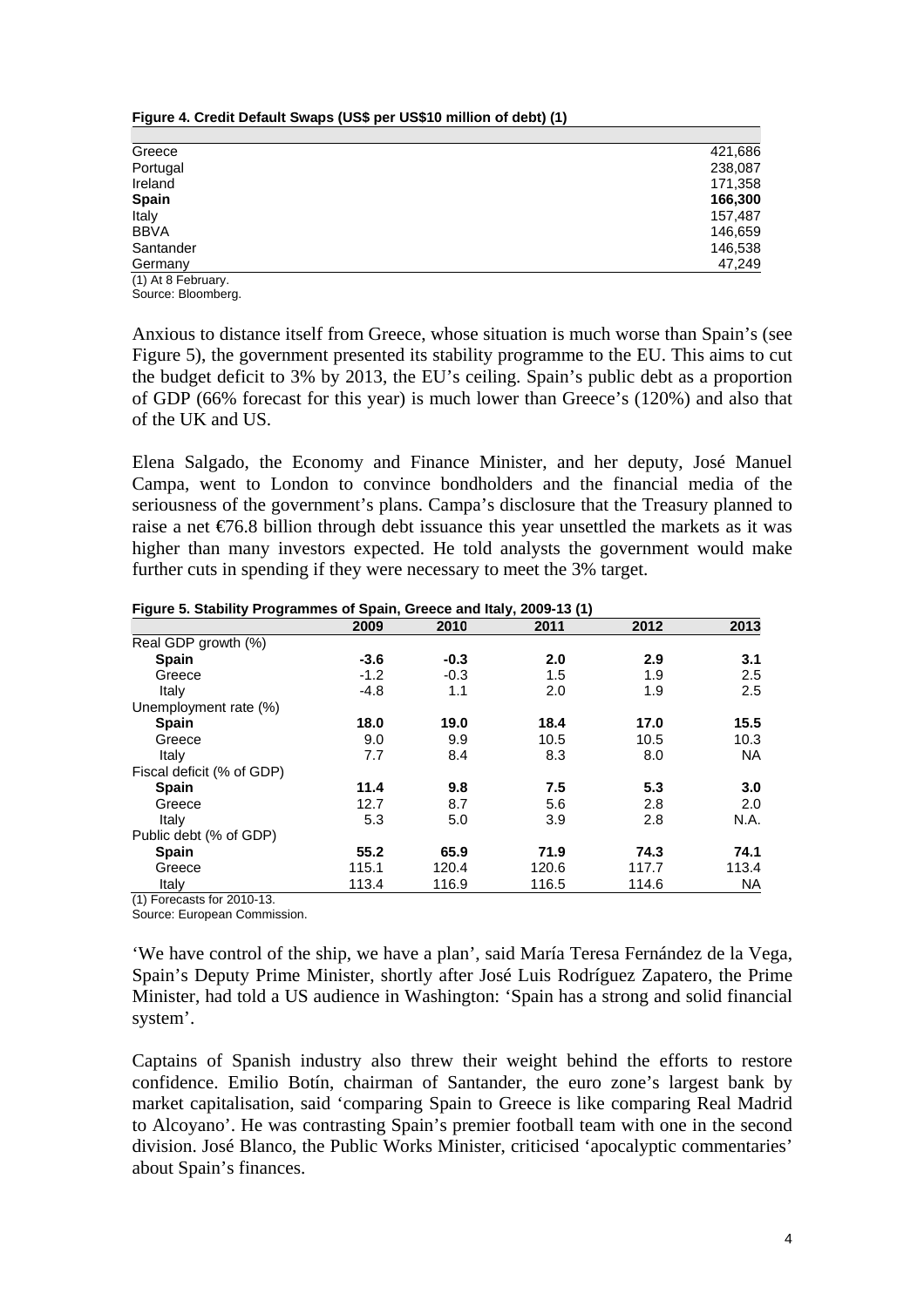**Figure 4. Credit Default Swaps (US$ per US$10 million of debt) (1)**

| | |
|---|---:|
| Greece | 421,686 |
| Portugal | 238,087 |
| Ireland | 171,358 |
| **Spain** | **166,300** |
| Italy | 157,487 |
| BBVA | 146,659 |
| Santander | 146,538 |
| Germany | 47,249 |

(1) At 8 February.
Source: Bloomberg.

Anxious to distance itself from Greece, whose situation is much worse than Spain's (see Figure 5), the government presented its stability programme to the EU. This aims to cut the budget deficit to 3% by 2013, the EU's ceiling. Spain's public debt as a proportion of GDP (66% forecast for this year) is much lower than Greece's (120%) and also that of the UK and US.

Elena Salgado, the Economy and Finance Minister, and her deputy, José Manuel Campa, went to London to convince bondholders and the financial media of the seriousness of the government's plans. Campa's disclosure that the Treasury planned to raise a net €76.8 billion through debt issuance this year unsettled the markets as it was higher than many investors expected. He told analysts the government would make further cuts in spending if they were necessary to meet the 3% target.

**Figure 5. Stability Programmes of Spain, Greece and Italy, 2009-13 (1)**

| | 2009 | 2010 | 2011 | 2012 | 2013 |
|---|---:|---:|---:|---:|---:|
| Real GDP growth (%) | | | | | |
| **Spain** | **-3.6** | **-0.3** | **2.0** | **2.9** | **3.1** |
| Greece | -1.2 | -0.3 | 1.5 | 1.9 | 2.5 |
| Italy | -4.8 | 1.1 | 2.0 | 1.9 | 2.5 |
| Unemployment rate (%) | | | | | |
| **Spain** | **18.0** | **19.0** | **18.4** | **17.0** | **15.5** |
| Greece | 9.0 | 9.9 | 10.5 | 10.5 | 10.3 |
| Italy | 7.7 | 8.4 | 8.3 | 8.0 | NA |
| Fiscal deficit (% of GDP) | | | | | |
| **Spain** | **11.4** | **9.8** | **7.5** | **5.3** | **3.0** |
| Greece | 12.7 | 8.7 | 5.6 | 2.8 | 2.0 |
| Italy | 5.3 | 5.0 | 3.9 | 2.8 | N.A. |
| Public debt (% of GDP) | | | | | |
| **Spain** | **55.2** | **65.9** | **71.9** | **74.3** | **74.1** |
| Greece | 115.1 | 120.4 | 120.6 | 117.7 | 113.4 |
| Italy | 113.4 | 116.9 | 116.5 | 114.6 | NA |

(1) Forecasts for 2010-13.
Source: European Commission.

'We have control of the ship, we have a plan', said María Teresa Fernández de la Vega, Spain's Deputy Prime Minister, shortly after José Luis Rodríguez Zapatero, the Prime Minister, had told a US audience in Washington: 'Spain has a strong and solid financial system'.

Captains of Spanish industry also threw their weight behind the efforts to restore confidence. Emilio Botín, chairman of Santander, the euro zone's largest bank by market capitalisation, said 'comparing Spain to Greece is like comparing Real Madrid to Alcoyano'. He was contrasting Spain's premier football team with one in the second division. José Blanco, the Public Works Minister, criticised 'apocalyptic commentaries' about Spain's finances.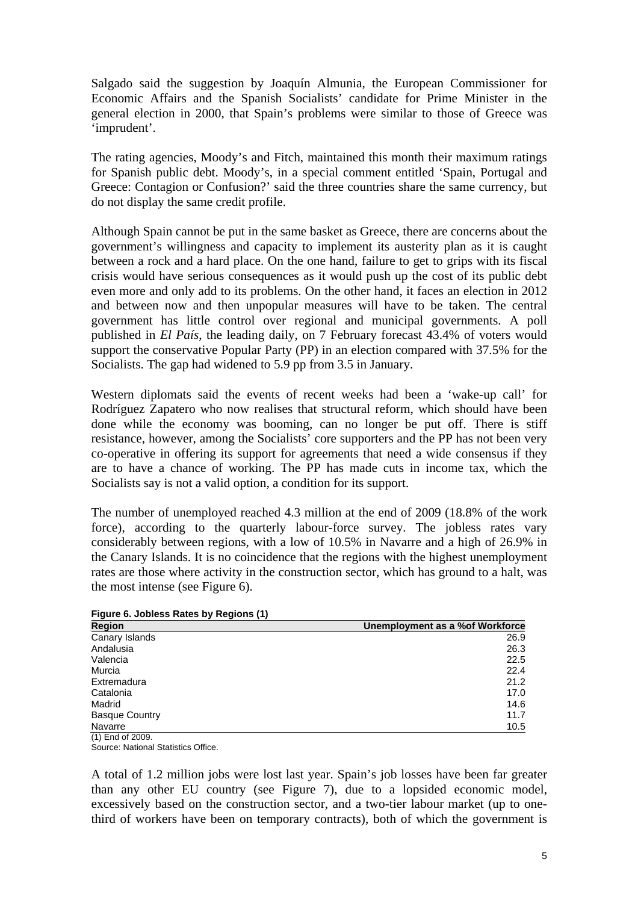Salgado said the suggestion by Joaquín Almunia, the European Commissioner for Economic Affairs and the Spanish Socialists' candidate for Prime Minister in the general election in 2000, that Spain's problems were similar to those of Greece was 'imprudent'.

The rating agencies, Moody's and Fitch, maintained this month their maximum ratings for Spanish public debt. Moody's, in a special comment entitled 'Spain, Portugal and Greece: Contagion or Confusion?' said the three countries share the same currency, but do not display the same credit profile.

Although Spain cannot be put in the same basket as Greece, there are concerns about the government's willingness and capacity to implement its austerity plan as it is caught between a rock and a hard place. On the one hand, failure to get to grips with its fiscal crisis would have serious consequences as it would push up the cost of its public debt even more and only add to its problems. On the other hand, it faces an election in 2012 and between now and then unpopular measures will have to be taken. The central government has little control over regional and municipal governments. A poll published in *El País*, the leading daily, on 7 February forecast 43.4% of voters would support the conservative Popular Party (PP) in an election compared with 37.5% for the Socialists. The gap had widened to 5.9 pp from 3.5 in January.

Western diplomats said the events of recent weeks had been a 'wake-up call' for Rodríguez Zapatero who now realises that structural reform, which should have been done while the economy was booming, can no longer be put off. There is stiff resistance, however, among the Socialists' core supporters and the PP has not been very co-operative in offering its support for agreements that need a wide consensus if they are to have a chance of working. The PP has made cuts in income tax, which the Socialists say is not a valid option, a condition for its support.

The number of unemployed reached 4.3 million at the end of 2009 (18.8% of the work force), according to the quarterly labour-force survey. The jobless rates vary considerably between regions, with a low of 10.5% in Navarre and a high of 26.9% in the Canary Islands. It is no coincidence that the regions with the highest unemployment rates are those where activity in the construction sector, which has ground to a halt, was the most intense (see Figure 6).

**Figure 6. Jobless Rates by Regions (1)**

| Region | Unemployment as a %of Workforce |
|---|---|
| Canary Islands | 26.9 |
| Andalusia | 26.3 |
| Valencia | 22.5 |
| Murcia | 22.4 |
| Extremadura | 21.2 |
| Catalonia | 17.0 |
| Madrid | 14.6 |
| Basque Country | 11.7 |
| Navarre | 10.5 |

(1) End of 2009.
Source: National Statistics Office.

A total of 1.2 million jobs were lost last year. Spain's job losses have been far greater than any other EU country (see Figure 7), due to a lopsided economic model, excessively based on the construction sector, and a two-tier labour market (up to one-third of workers have been on temporary contracts), both of which the government is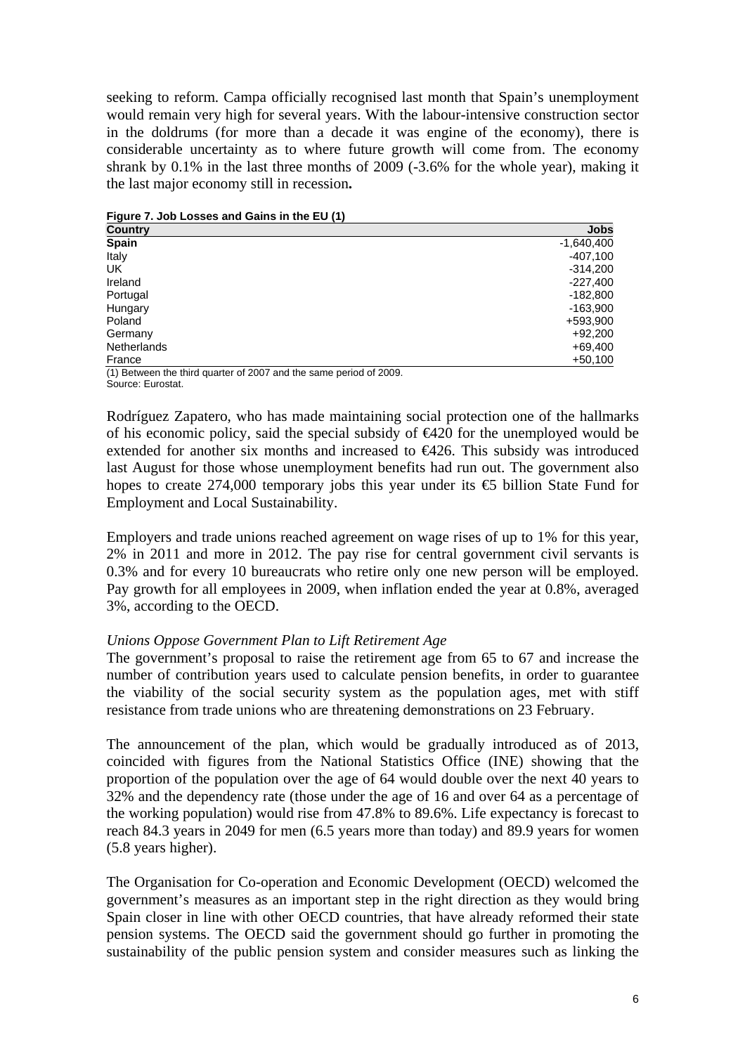seeking to reform. Campa officially recognised last month that Spain's unemployment would remain very high for several years. With the labour-intensive construction sector in the doldrums (for more than a decade it was engine of the economy), there is considerable uncertainty as to where future growth will come from. The economy shrank by 0.1% in the last three months of 2009 (-3.6% for the whole year), making it the last major economy still in recession**.**

**Figure 7. Job Losses and Gains in the EU (1)**

| Country | Jobs |
|---|---|
| **Spain** | -1,640,400 |
| Italy | -407,100 |
| UK | -314,200 |
| Ireland | -227,400 |
| Portugal | -182,800 |
| Hungary | -163,900 |
| Poland | +593,900 |
| Germany | +92,200 |
| Netherlands | +69,400 |
| France | +50,100 |

(1) Between the third quarter of 2007 and the same period of 2009.
Source: Eurostat.

Rodríguez Zapatero, who has made maintaining social protection one of the hallmarks of his economic policy, said the special subsidy of €420 for the unemployed would be extended for another six months and increased to €426. This subsidy was introduced last August for those whose unemployment benefits had run out. The government also hopes to create 274,000 temporary jobs this year under its €5 billion State Fund for Employment and Local Sustainability.

Employers and trade unions reached agreement on wage rises of up to 1% for this year, 2% in 2011 and more in 2012. The pay rise for central government civil servants is 0.3% and for every 10 bureaucrats who retire only one new person will be employed. Pay growth for all employees in 2009, when inflation ended the year at 0.8%, averaged 3%, according to the OECD.

*Unions Oppose Government Plan to Lift Retirement Age*

The government's proposal to raise the retirement age from 65 to 67 and increase the number of contribution years used to calculate pension benefits, in order to guarantee the viability of the social security system as the population ages, met with stiff resistance from trade unions who are threatening demonstrations on 23 February.

The announcement of the plan, which would be gradually introduced as of 2013, coincided with figures from the National Statistics Office (INE) showing that the proportion of the population over the age of 64 would double over the next 40 years to 32% and the dependency rate (those under the age of 16 and over 64 as a percentage of the working population) would rise from 47.8% to 89.6%. Life expectancy is forecast to reach 84.3 years in 2049 for men (6.5 years more than today) and 89.9 years for women (5.8 years higher).

The Organisation for Co-operation and Economic Development (OECD) welcomed the government's measures as an important step in the right direction as they would bring Spain closer in line with other OECD countries, that have already reformed their state pension systems. The OECD said the government should go further in promoting the sustainability of the public pension system and consider measures such as linking the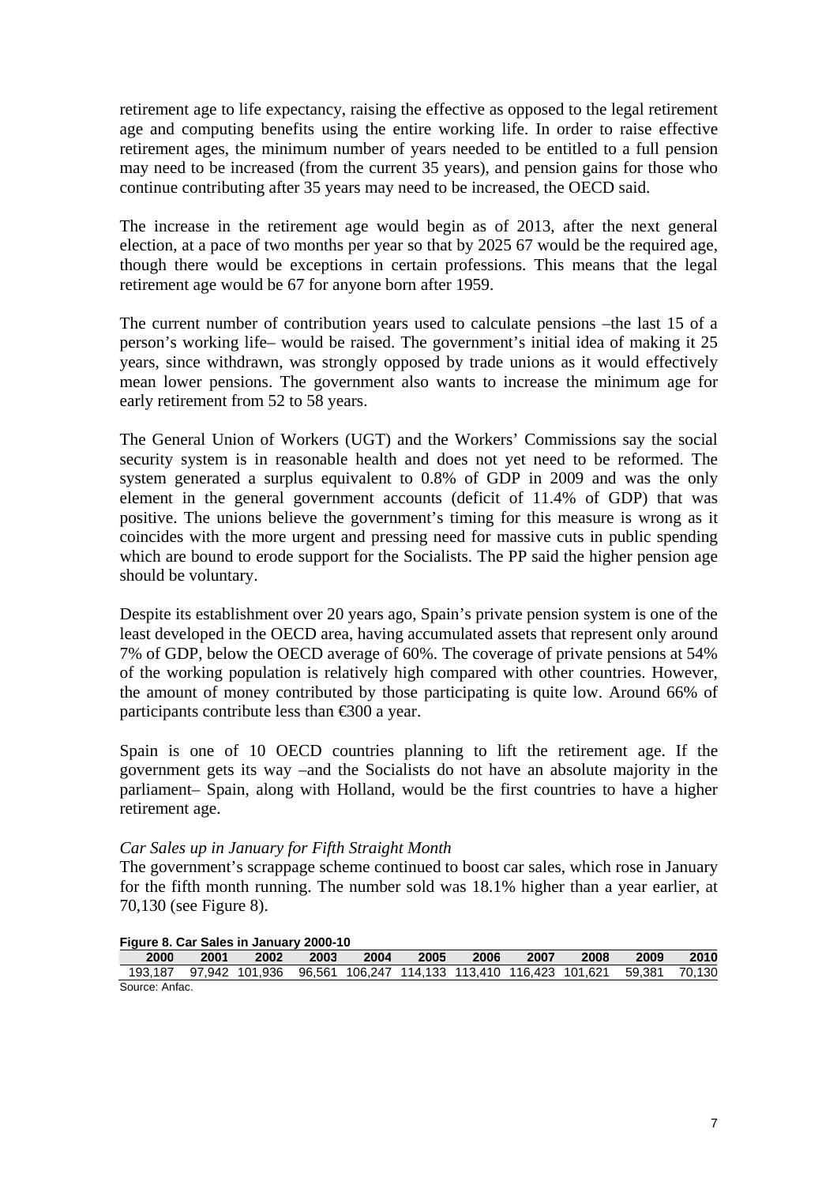retirement age to life expectancy, raising the effective as opposed to the legal retirement age and computing benefits using the entire working life. In order to raise effective retirement ages, the minimum number of years needed to be entitled to a full pension may need to be increased (from the current 35 years), and pension gains for those who continue contributing after 35 years may need to be increased, the OECD said.

The increase in the retirement age would begin as of 2013, after the next general election, at a pace of two months per year so that by 2025 67 would be the required age, though there would be exceptions in certain professions. This means that the legal retirement age would be 67 for anyone born after 1959.

The current number of contribution years used to calculate pensions –the last 15 of a person's working life– would be raised. The government's initial idea of making it 25 years, since withdrawn, was strongly opposed by trade unions as it would effectively mean lower pensions. The government also wants to increase the minimum age for early retirement from 52 to 58 years.

The General Union of Workers (UGT) and the Workers' Commissions say the social security system is in reasonable health and does not yet need to be reformed. The system generated a surplus equivalent to 0.8% of GDP in 2009 and was the only element in the general government accounts (deficit of 11.4% of GDP) that was positive. The unions believe the government's timing for this measure is wrong as it coincides with the more urgent and pressing need for massive cuts in public spending which are bound to erode support for the Socialists. The PP said the higher pension age should be voluntary.

Despite its establishment over 20 years ago, Spain's private pension system is one of the least developed in the OECD area, having accumulated assets that represent only around 7% of GDP, below the OECD average of 60%. The coverage of private pensions at 54% of the working population is relatively high compared with other countries. However, the amount of money contributed by those participating is quite low. Around 66% of participants contribute less than €300 a year.

Spain is one of 10 OECD countries planning to lift the retirement age. If the government gets its way –and the Socialists do not have an absolute majority in the parliament– Spain, along with Holland, would be the first countries to have a higher retirement age.

*Car Sales up in January for Fifth Straight Month*

The government's scrappage scheme continued to boost car sales, which rose in January for the fifth month running. The number sold was 18.1% higher than a year earlier, at 70,130 (see Figure 8).

**Figure 8. Car Sales in January 2000-10**

| 2000 | 2001 | 2002 | 2003 | 2004 | 2005 | 2006 | 2007 | 2008 | 2009 | 2010 |
|---|---|---|---|---|---|---|---|---|---|---|
| 193,187 | 97,942 | 101,936 | 96,561 | 106,247 | 114,133 | 113,410 | 116,423 | 101,621 | 59,381 | 70,130 |

Source: Anfac.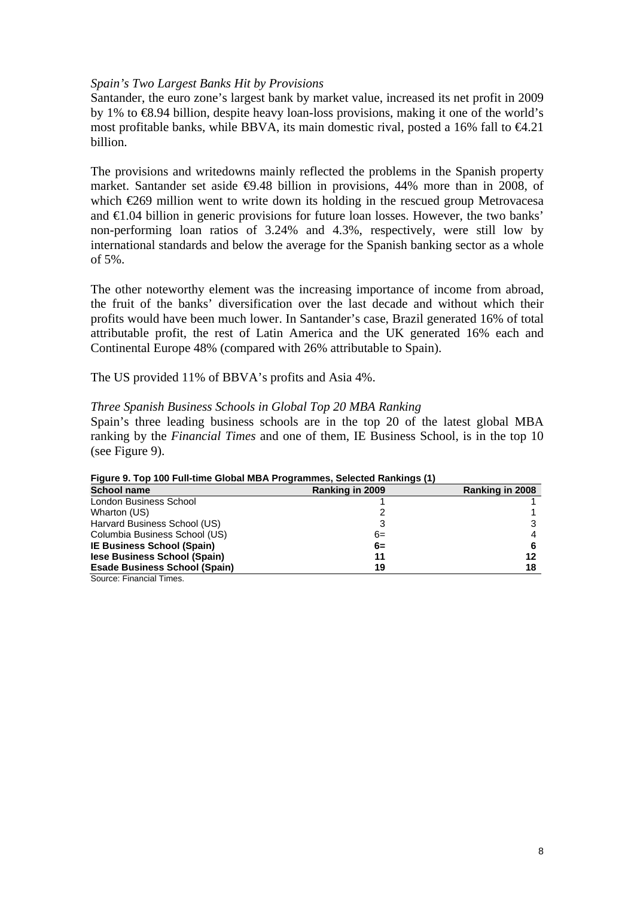*Spain's Two Largest Banks Hit by Provisions*

Santander, the euro zone's largest bank by market value, increased its net profit in 2009 by 1% to €8.94 billion, despite heavy loan-loss provisions, making it one of the world's most profitable banks, while BBVA, its main domestic rival, posted a 16% fall to €4.21 billion.

The provisions and writedowns mainly reflected the problems in the Spanish property market. Santander set aside €9.48 billion in provisions, 44% more than in 2008, of which €269 million went to write down its holding in the rescued group Metrovacesa and €1.04 billion in generic provisions for future loan losses. However, the two banks' non-performing loan ratios of 3.24% and 4.3%, respectively, were still low by international standards and below the average for the Spanish banking sector as a whole of 5%.

The other noteworthy element was the increasing importance of income from abroad, the fruit of the banks' diversification over the last decade and without which their profits would have been much lower. In Santander's case, Brazil generated 16% of total attributable profit, the rest of Latin America and the UK generated 16% each and Continental Europe 48% (compared with 26% attributable to Spain).

The US provided 11% of BBVA's profits and Asia 4%.

*Three Spanish Business Schools in Global Top 20 MBA Ranking*

Spain's three leading business schools are in the top 20 of the latest global MBA ranking by the *Financial Times* and one of them, IE Business School, is in the top 10 (see Figure 9).

**Figure 9. Top 100 Full-time Global MBA Programmes, Selected Rankings (1)**

| School name | Ranking in 2009 | Ranking in 2008 |
|---|---|---|
| London Business School | 1 | 1 |
| Wharton (US) | 2 | 1 |
| Harvard Business School (US) | 3 | 3 |
| Columbia Business School (US) | 6= | 4 |
| **IE Business School (Spain)** | **6=** | **6** |
| **Iese Business School (Spain)** | **11** | **12** |
| **Esade Business School (Spain)** | **19** | **18** |

Source: Financial Times.